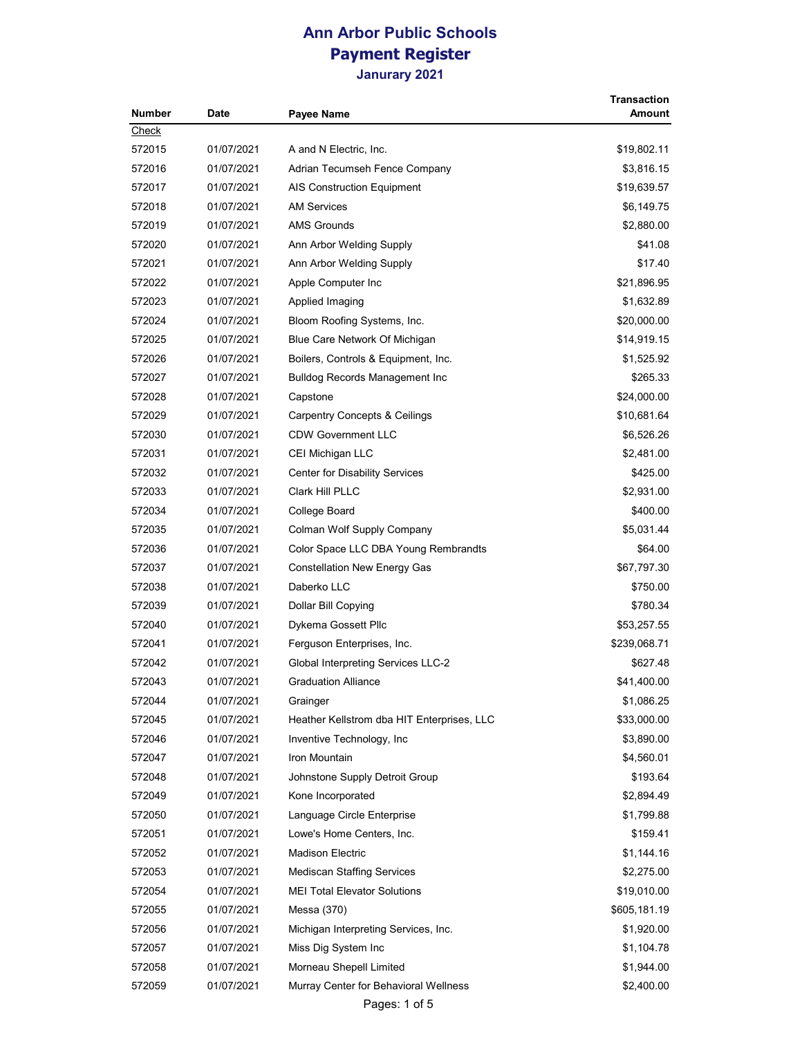# Ann Arbor Public Schools
## Payment Register
### Janurary 2021

| Number | Date | Payee Name | Transaction Amount |
|---|---|---|---|
| Check | | | |
| 572015 | 01/07/2021 | A and N Electric, Inc. | $19,802.11 |
| 572016 | 01/07/2021 | Adrian Tecumseh Fence Company | $3,816.15 |
| 572017 | 01/07/2021 | AIS Construction Equipment | $19,639.57 |
| 572018 | 01/07/2021 | AM Services | $6,149.75 |
| 572019 | 01/07/2021 | AMS Grounds | $2,880.00 |
| 572020 | 01/07/2021 | Ann Arbor Welding Supply | $41.08 |
| 572021 | 01/07/2021 | Ann Arbor Welding Supply | $17.40 |
| 572022 | 01/07/2021 | Apple Computer Inc | $21,896.95 |
| 572023 | 01/07/2021 | Applied Imaging | $1,632.89 |
| 572024 | 01/07/2021 | Bloom Roofing Systems, Inc. | $20,000.00 |
| 572025 | 01/07/2021 | Blue Care Network Of Michigan | $14,919.15 |
| 572026 | 01/07/2021 | Boilers, Controls & Equipment, Inc. | $1,525.92 |
| 572027 | 01/07/2021 | Bulldog Records Management Inc | $265.33 |
| 572028 | 01/07/2021 | Capstone | $24,000.00 |
| 572029 | 01/07/2021 | Carpentry Concepts & Ceilings | $10,681.64 |
| 572030 | 01/07/2021 | CDW Government LLC | $6,526.26 |
| 572031 | 01/07/2021 | CEI Michigan LLC | $2,481.00 |
| 572032 | 01/07/2021 | Center for Disability Services | $425.00 |
| 572033 | 01/07/2021 | Clark Hill PLLC | $2,931.00 |
| 572034 | 01/07/2021 | College Board | $400.00 |
| 572035 | 01/07/2021 | Colman Wolf Supply Company | $5,031.44 |
| 572036 | 01/07/2021 | Color Space LLC DBA Young Rembrandts | $64.00 |
| 572037 | 01/07/2021 | Constellation New Energy Gas | $67,797.30 |
| 572038 | 01/07/2021 | Daberko LLC | $750.00 |
| 572039 | 01/07/2021 | Dollar Bill Copying | $780.34 |
| 572040 | 01/07/2021 | Dykema Gossett Pllc | $53,257.55 |
| 572041 | 01/07/2021 | Ferguson Enterprises, Inc. | $239,068.71 |
| 572042 | 01/07/2021 | Global Interpreting Services LLC-2 | $627.48 |
| 572043 | 01/07/2021 | Graduation Alliance | $41,400.00 |
| 572044 | 01/07/2021 | Grainger | $1,086.25 |
| 572045 | 01/07/2021 | Heather Kellstrom dba HIT Enterprises, LLC | $33,000.00 |
| 572046 | 01/07/2021 | Inventive Technology, Inc | $3,890.00 |
| 572047 | 01/07/2021 | Iron Mountain | $4,560.01 |
| 572048 | 01/07/2021 | Johnstone Supply Detroit Group | $193.64 |
| 572049 | 01/07/2021 | Kone Incorporated | $2,894.49 |
| 572050 | 01/07/2021 | Language Circle Enterprise | $1,799.88 |
| 572051 | 01/07/2021 | Lowe's Home Centers, Inc. | $159.41 |
| 572052 | 01/07/2021 | Madison Electric | $1,144.16 |
| 572053 | 01/07/2021 | Mediscan Staffing Services | $2,275.00 |
| 572054 | 01/07/2021 | MEI Total Elevator Solutions | $19,010.00 |
| 572055 | 01/07/2021 | Messa (370) | $605,181.19 |
| 572056 | 01/07/2021 | Michigan Interpreting Services, Inc. | $1,920.00 |
| 572057 | 01/07/2021 | Miss Dig System Inc | $1,104.78 |
| 572058 | 01/07/2021 | Morneau Shepell Limited | $1,944.00 |
| 572059 | 01/07/2021 | Murray Center for Behavioral Wellness | $2,400.00 |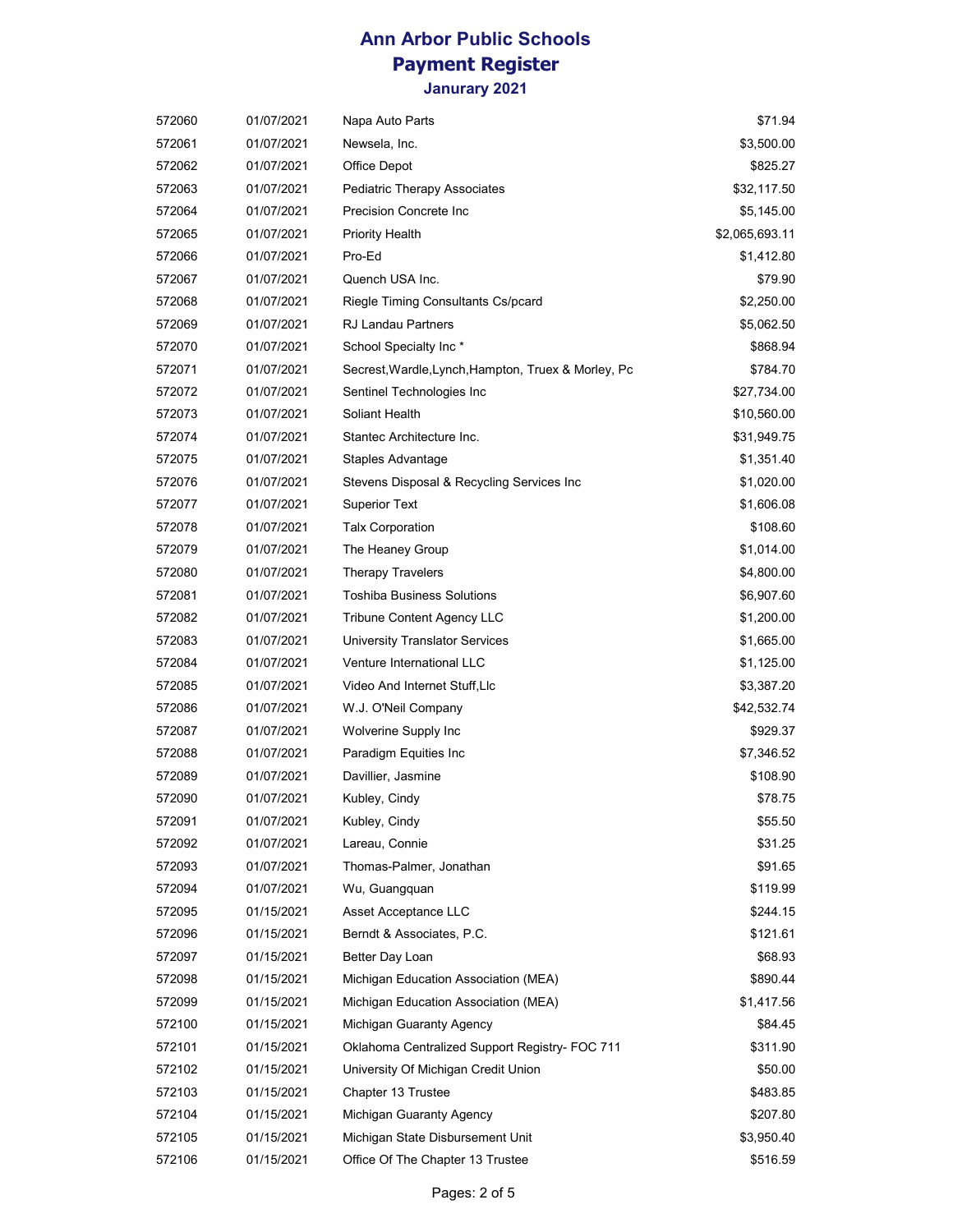# Ann Arbor Public Schools
## Payment Register
### Janurary 2021

| | | | |
|---|---|---|---|
| 572060 | 01/07/2021 | Napa Auto Parts | $71.94 |
| 572061 | 01/07/2021 | Newsela, Inc. | $3,500.00 |
| 572062 | 01/07/2021 | Office Depot | $825.27 |
| 572063 | 01/07/2021 | Pediatric Therapy Associates | $32,117.50 |
| 572064 | 01/07/2021 | Precision Concrete Inc | $5,145.00 |
| 572065 | 01/07/2021 | Priority Health | $2,065,693.11 |
| 572066 | 01/07/2021 | Pro-Ed | $1,412.80 |
| 572067 | 01/07/2021 | Quench USA Inc. | $79.90 |
| 572068 | 01/07/2021 | Riegle Timing Consultants Cs/pcard | $2,250.00 |
| 572069 | 01/07/2021 | RJ Landau Partners | $5,062.50 |
| 572070 | 01/07/2021 | School Specialty Inc * | $868.94 |
| 572071 | 01/07/2021 | Secrest,Wardle,Lynch,Hampton, Truex & Morley, Pc | $784.70 |
| 572072 | 01/07/2021 | Sentinel Technologies Inc | $27,734.00 |
| 572073 | 01/07/2021 | Soliant Health | $10,560.00 |
| 572074 | 01/07/2021 | Stantec Architecture Inc. | $31,949.75 |
| 572075 | 01/07/2021 | Staples Advantage | $1,351.40 |
| 572076 | 01/07/2021 | Stevens Disposal & Recycling Services Inc | $1,020.00 |
| 572077 | 01/07/2021 | Superior Text | $1,606.08 |
| 572078 | 01/07/2021 | Talx Corporation | $108.60 |
| 572079 | 01/07/2021 | The Heaney Group | $1,014.00 |
| 572080 | 01/07/2021 | Therapy Travelers | $4,800.00 |
| 572081 | 01/07/2021 | Toshiba Business Solutions | $6,907.60 |
| 572082 | 01/07/2021 | Tribune Content Agency LLC | $1,200.00 |
| 572083 | 01/07/2021 | University Translator Services | $1,665.00 |
| 572084 | 01/07/2021 | Venture International LLC | $1,125.00 |
| 572085 | 01/07/2021 | Video And Internet Stuff,Llc | $3,387.20 |
| 572086 | 01/07/2021 | W.J. O'Neil Company | $42,532.74 |
| 572087 | 01/07/2021 | Wolverine Supply Inc | $929.37 |
| 572088 | 01/07/2021 | Paradigm Equities Inc | $7,346.52 |
| 572089 | 01/07/2021 | Davillier, Jasmine | $108.90 |
| 572090 | 01/07/2021 | Kubley, Cindy | $78.75 |
| 572091 | 01/07/2021 | Kubley, Cindy | $55.50 |
| 572092 | 01/07/2021 | Lareau, Connie | $31.25 |
| 572093 | 01/07/2021 | Thomas-Palmer, Jonathan | $91.65 |
| 572094 | 01/07/2021 | Wu, Guangquan | $119.99 |
| 572095 | 01/15/2021 | Asset Acceptance LLC | $244.15 |
| 572096 | 01/15/2021 | Berndt & Associates, P.C. | $121.61 |
| 572097 | 01/15/2021 | Better Day Loan | $68.93 |
| 572098 | 01/15/2021 | Michigan Education Association (MEA) | $890.44 |
| 572099 | 01/15/2021 | Michigan Education Association (MEA) | $1,417.56 |
| 572100 | 01/15/2021 | Michigan Guaranty Agency | $84.45 |
| 572101 | 01/15/2021 | Oklahoma Centralized Support Registry- FOC 711 | $311.90 |
| 572102 | 01/15/2021 | University Of Michigan Credit Union | $50.00 |
| 572103 | 01/15/2021 | Chapter 13 Trustee | $483.85 |
| 572104 | 01/15/2021 | Michigan Guaranty Agency | $207.80 |
| 572105 | 01/15/2021 | Michigan State Disbursement Unit | $3,950.40 |
| 572106 | 01/15/2021 | Office Of The Chapter 13 Trustee | $516.59 |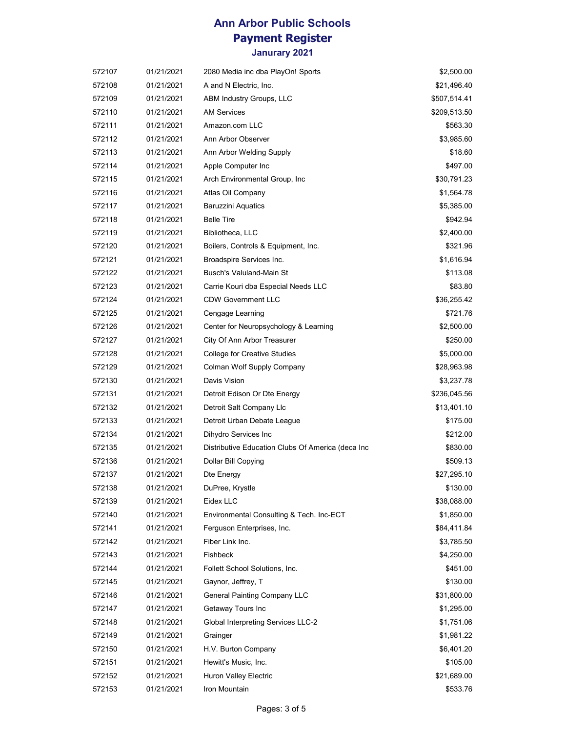# Ann Arbor Public Schools
## Payment Register
### Janurary 2021

| | | | |
|---|---|---|---|
| 572107 | 01/21/2021 | 2080 Media inc dba PlayOn! Sports | $2,500.00 |
| 572108 | 01/21/2021 | A and N Electric, Inc. | $21,496.40 |
| 572109 | 01/21/2021 | ABM Industry Groups, LLC | $507,514.41 |
| 572110 | 01/21/2021 | AM Services | $209,513.50 |
| 572111 | 01/21/2021 | Amazon.com LLC | $563.30 |
| 572112 | 01/21/2021 | Ann Arbor Observer | $3,985.60 |
| 572113 | 01/21/2021 | Ann Arbor Welding Supply | $18.60 |
| 572114 | 01/21/2021 | Apple Computer Inc | $497.00 |
| 572115 | 01/21/2021 | Arch Environmental Group, Inc | $30,791.23 |
| 572116 | 01/21/2021 | Atlas Oil Company | $1,564.78 |
| 572117 | 01/21/2021 | Baruzzini Aquatics | $5,385.00 |
| 572118 | 01/21/2021 | Belle Tire | $942.94 |
| 572119 | 01/21/2021 | Bibliotheca, LLC | $2,400.00 |
| 572120 | 01/21/2021 | Boilers, Controls & Equipment, Inc. | $321.96 |
| 572121 | 01/21/2021 | Broadspire Services Inc. | $1,616.94 |
| 572122 | 01/21/2021 | Busch's Valuland-Main St | $113.08 |
| 572123 | 01/21/2021 | Carrie Kouri dba Especial Needs LLC | $83.80 |
| 572124 | 01/21/2021 | CDW Government LLC | $36,255.42 |
| 572125 | 01/21/2021 | Cengage Learning | $721.76 |
| 572126 | 01/21/2021 | Center for Neuropsychology & Learning | $2,500.00 |
| 572127 | 01/21/2021 | City Of Ann Arbor Treasurer | $250.00 |
| 572128 | 01/21/2021 | College for Creative Studies | $5,000.00 |
| 572129 | 01/21/2021 | Colman Wolf Supply Company | $28,963.98 |
| 572130 | 01/21/2021 | Davis Vision | $3,237.78 |
| 572131 | 01/21/2021 | Detroit Edison Or Dte Energy | $236,045.56 |
| 572132 | 01/21/2021 | Detroit Salt Company Llc | $13,401.10 |
| 572133 | 01/21/2021 | Detroit Urban Debate League | $175.00 |
| 572134 | 01/21/2021 | Dihydro Services Inc | $212.00 |
| 572135 | 01/21/2021 | Distributive Education Clubs Of America (deca Inc | $830.00 |
| 572136 | 01/21/2021 | Dollar Bill Copying | $509.13 |
| 572137 | 01/21/2021 | Dte Energy | $27,295.10 |
| 572138 | 01/21/2021 | DuPree, Krystle | $130.00 |
| 572139 | 01/21/2021 | Eidex LLC | $38,088.00 |
| 572140 | 01/21/2021 | Environmental Consulting & Tech. Inc-ECT | $1,850.00 |
| 572141 | 01/21/2021 | Ferguson Enterprises, Inc. | $84,411.84 |
| 572142 | 01/21/2021 | Fiber Link Inc. | $3,785.50 |
| 572143 | 01/21/2021 | Fishbeck | $4,250.00 |
| 572144 | 01/21/2021 | Follett School Solutions, Inc. | $451.00 |
| 572145 | 01/21/2021 | Gaynor, Jeffrey, T | $130.00 |
| 572146 | 01/21/2021 | General Painting Company LLC | $31,800.00 |
| 572147 | 01/21/2021 | Getaway Tours Inc | $1,295.00 |
| 572148 | 01/21/2021 | Global Interpreting Services LLC-2 | $1,751.06 |
| 572149 | 01/21/2021 | Grainger | $1,981.22 |
| 572150 | 01/21/2021 | H.V. Burton Company | $6,401.20 |
| 572151 | 01/21/2021 | Hewitt's Music, Inc. | $105.00 |
| 572152 | 01/21/2021 | Huron Valley Electric | $21,689.00 |
| 572153 | 01/21/2021 | Iron Mountain | $533.76 |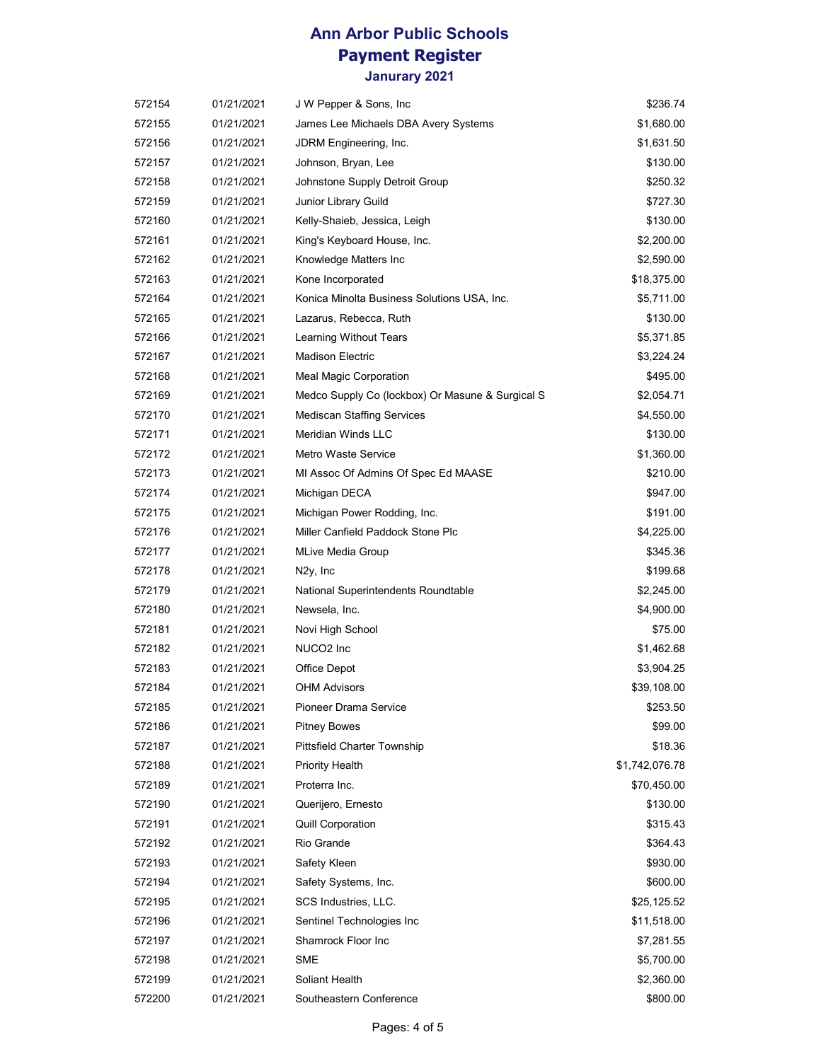# Ann Arbor Public Schools
## Payment Register
### Janurary 2021

| | | | |
|---|---|---|---|
| 572154 | 01/21/2021 | J W Pepper & Sons, Inc | $236.74 |
| 572155 | 01/21/2021 | James Lee Michaels DBA Avery Systems | $1,680.00 |
| 572156 | 01/21/2021 | JDRM Engineering, Inc. | $1,631.50 |
| 572157 | 01/21/2021 | Johnson, Bryan, Lee | $130.00 |
| 572158 | 01/21/2021 | Johnstone Supply Detroit Group | $250.32 |
| 572159 | 01/21/2021 | Junior Library Guild | $727.30 |
| 572160 | 01/21/2021 | Kelly-Shaieb, Jessica, Leigh | $130.00 |
| 572161 | 01/21/2021 | King's Keyboard House, Inc. | $2,200.00 |
| 572162 | 01/21/2021 | Knowledge Matters Inc | $2,590.00 |
| 572163 | 01/21/2021 | Kone Incorporated | $18,375.00 |
| 572164 | 01/21/2021 | Konica Minolta Business Solutions USA, Inc. | $5,711.00 |
| 572165 | 01/21/2021 | Lazarus, Rebecca, Ruth | $130.00 |
| 572166 | 01/21/2021 | Learning Without Tears | $5,371.85 |
| 572167 | 01/21/2021 | Madison Electric | $3,224.24 |
| 572168 | 01/21/2021 | Meal Magic Corporation | $495.00 |
| 572169 | 01/21/2021 | Medco Supply Co (lockbox) Or Masune & Surgical S | $2,054.71 |
| 572170 | 01/21/2021 | Mediscan Staffing Services | $4,550.00 |
| 572171 | 01/21/2021 | Meridian Winds LLC | $130.00 |
| 572172 | 01/21/2021 | Metro Waste Service | $1,360.00 |
| 572173 | 01/21/2021 | MI Assoc Of Admins Of Spec Ed MAASE | $210.00 |
| 572174 | 01/21/2021 | Michigan DECA | $947.00 |
| 572175 | 01/21/2021 | Michigan Power Rodding, Inc. | $191.00 |
| 572176 | 01/21/2021 | Miller Canfield Paddock Stone Plc | $4,225.00 |
| 572177 | 01/21/2021 | MLive Media Group | $345.36 |
| 572178 | 01/21/2021 | N2y, Inc | $199.68 |
| 572179 | 01/21/2021 | National Superintendents Roundtable | $2,245.00 |
| 572180 | 01/21/2021 | Newsela, Inc. | $4,900.00 |
| 572181 | 01/21/2021 | Novi High School | $75.00 |
| 572182 | 01/21/2021 | NUCO2 Inc | $1,462.68 |
| 572183 | 01/21/2021 | Office Depot | $3,904.25 |
| 572184 | 01/21/2021 | OHM Advisors | $39,108.00 |
| 572185 | 01/21/2021 | Pioneer Drama Service | $253.50 |
| 572186 | 01/21/2021 | Pitney Bowes | $99.00 |
| 572187 | 01/21/2021 | Pittsfield Charter Township | $18.36 |
| 572188 | 01/21/2021 | Priority Health | $1,742,076.78 |
| 572189 | 01/21/2021 | Proterra Inc. | $70,450.00 |
| 572190 | 01/21/2021 | Querijero, Ernesto | $130.00 |
| 572191 | 01/21/2021 | Quill Corporation | $315.43 |
| 572192 | 01/21/2021 | Rio Grande | $364.43 |
| 572193 | 01/21/2021 | Safety Kleen | $930.00 |
| 572194 | 01/21/2021 | Safety Systems, Inc. | $600.00 |
| 572195 | 01/21/2021 | SCS Industries, LLC. | $25,125.52 |
| 572196 | 01/21/2021 | Sentinel Technologies Inc | $11,518.00 |
| 572197 | 01/21/2021 | Shamrock Floor Inc | $7,281.55 |
| 572198 | 01/21/2021 | SME | $5,700.00 |
| 572199 | 01/21/2021 | Soliant Health | $2,360.00 |
| 572200 | 01/21/2021 | Southeastern Conference | $800.00 |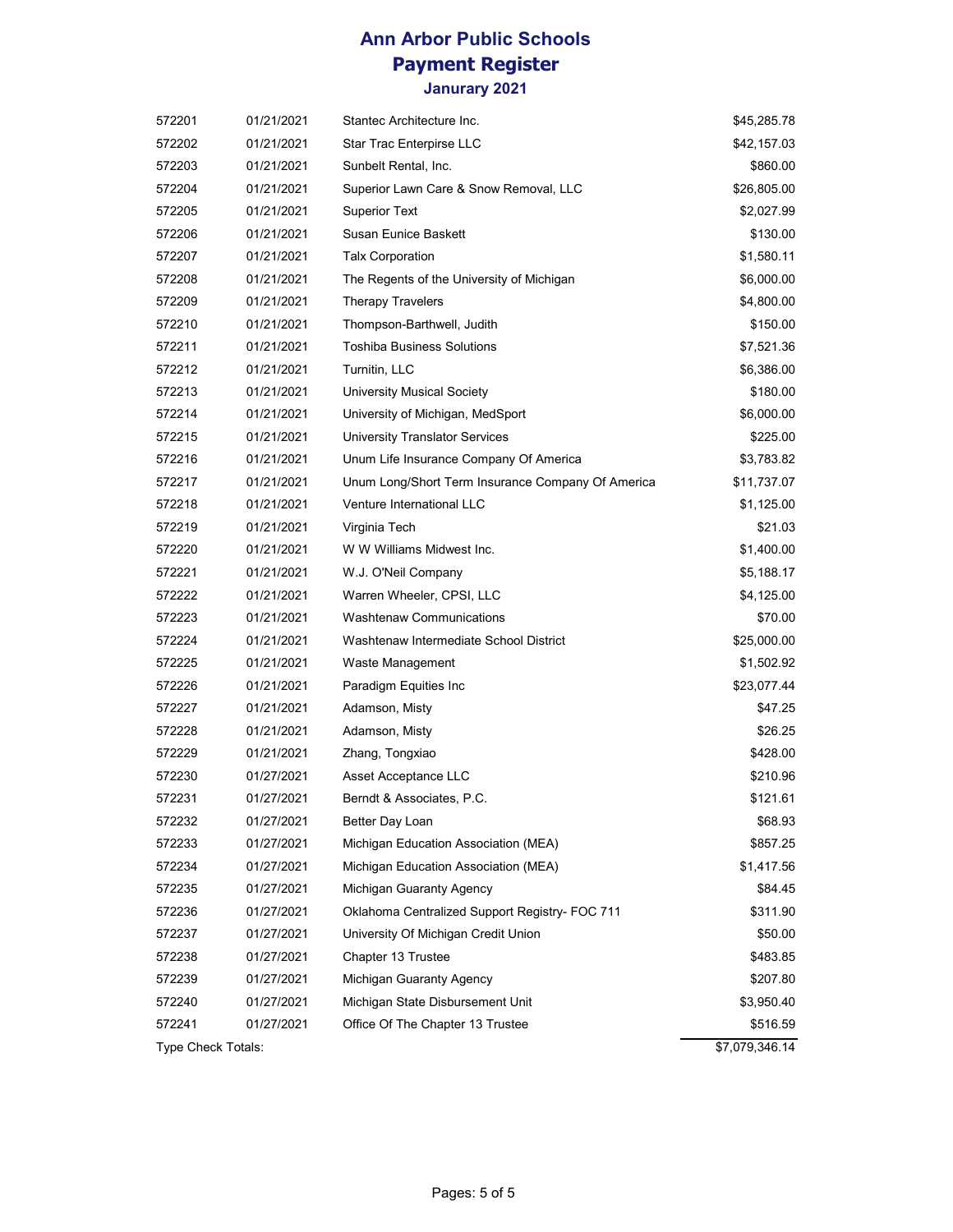# Ann Arbor Public Schools
## Payment Register
### Janurary 2021

| | | | |
|---|---|---|---|
| 572201 | 01/21/2021 | Stantec Architecture Inc. | $45,285.78 |
| 572202 | 01/21/2021 | Star Trac Enterpirse LLC | $42,157.03 |
| 572203 | 01/21/2021 | Sunbelt Rental, Inc. | $860.00 |
| 572204 | 01/21/2021 | Superior Lawn Care & Snow Removal, LLC | $26,805.00 |
| 572205 | 01/21/2021 | Superior Text | $2,027.99 |
| 572206 | 01/21/2021 | Susan Eunice Baskett | $130.00 |
| 572207 | 01/21/2021 | Talx Corporation | $1,580.11 |
| 572208 | 01/21/2021 | The Regents of the University of Michigan | $6,000.00 |
| 572209 | 01/21/2021 | Therapy Travelers | $4,800.00 |
| 572210 | 01/21/2021 | Thompson-Barthwell, Judith | $150.00 |
| 572211 | 01/21/2021 | Toshiba Business Solutions | $7,521.36 |
| 572212 | 01/21/2021 | Turnitin, LLC | $6,386.00 |
| 572213 | 01/21/2021 | University Musical Society | $180.00 |
| 572214 | 01/21/2021 | University of Michigan, MedSport | $6,000.00 |
| 572215 | 01/21/2021 | University Translator Services | $225.00 |
| 572216 | 01/21/2021 | Unum Life Insurance Company Of America | $3,783.82 |
| 572217 | 01/21/2021 | Unum Long/Short Term Insurance Company Of America | $11,737.07 |
| 572218 | 01/21/2021 | Venture International LLC | $1,125.00 |
| 572219 | 01/21/2021 | Virginia Tech | $21.03 |
| 572220 | 01/21/2021 | W W Williams Midwest Inc. | $1,400.00 |
| 572221 | 01/21/2021 | W.J. O'Neil Company | $5,188.17 |
| 572222 | 01/21/2021 | Warren Wheeler, CPSI, LLC | $4,125.00 |
| 572223 | 01/21/2021 | Washtenaw Communications | $70.00 |
| 572224 | 01/21/2021 | Washtenaw Intermediate School District | $25,000.00 |
| 572225 | 01/21/2021 | Waste Management | $1,502.92 |
| 572226 | 01/21/2021 | Paradigm Equities Inc | $23,077.44 |
| 572227 | 01/21/2021 | Adamson, Misty | $47.25 |
| 572228 | 01/21/2021 | Adamson, Misty | $26.25 |
| 572229 | 01/21/2021 | Zhang, Tongxiao | $428.00 |
| 572230 | 01/27/2021 | Asset Acceptance LLC | $210.96 |
| 572231 | 01/27/2021 | Berndt & Associates, P.C. | $121.61 |
| 572232 | 01/27/2021 | Better Day Loan | $68.93 |
| 572233 | 01/27/2021 | Michigan Education Association (MEA) | $857.25 |
| 572234 | 01/27/2021 | Michigan Education Association (MEA) | $1,417.56 |
| 572235 | 01/27/2021 | Michigan Guaranty Agency | $84.45 |
| 572236 | 01/27/2021 | Oklahoma Centralized Support Registry- FOC 711 | $311.90 |
| 572237 | 01/27/2021 | University Of Michigan Credit Union | $50.00 |
| 572238 | 01/27/2021 | Chapter 13 Trustee | $483.85 |
| 572239 | 01/27/2021 | Michigan Guaranty Agency | $207.80 |
| 572240 | 01/27/2021 | Michigan State Disbursement Unit | $3,950.40 |
| 572241 | 01/27/2021 | Office Of The Chapter 13 Trustee | $516.59 |
| Type Check Totals: | | | $7,079,346.14 |